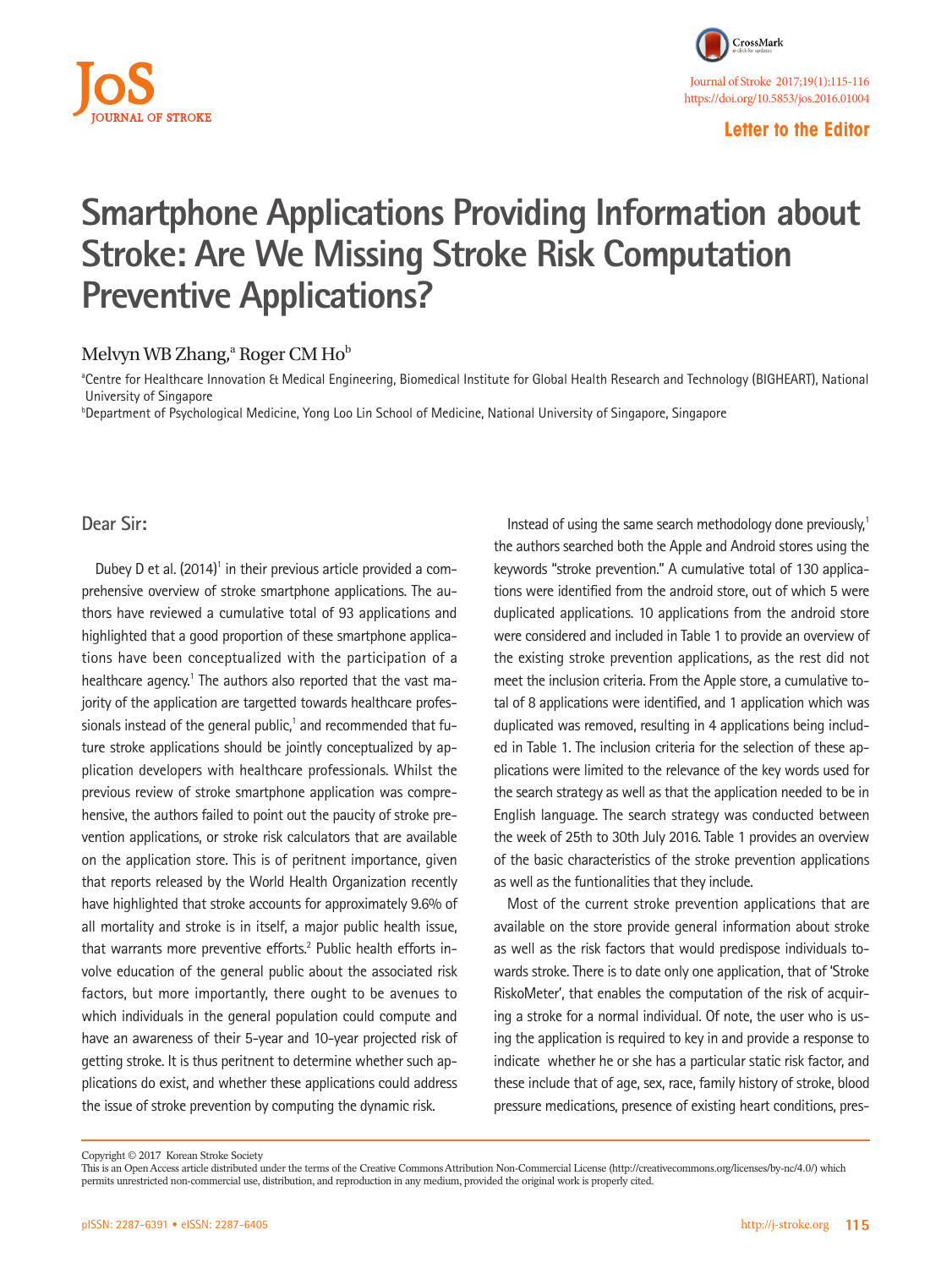Letter to the Editor

# Smartphone Applications Providing Information about Stroke: Are We Missing Stroke Risk Computation Preventive Applications?

Melvyn WB Zhang,[a] Roger CM Ho[b]

[a]Centre for Healthcare Innovation & Medical Engineering, Biomedical Institute for Global Health Research and Technology (BIGHEART), National University of Singapore

[b]Department of Psychological Medicine, Yong Loo Lin School of Medicine, National University of Singapore, Singapore

## Dear Sir:

Dubey D et al. (2014)[1] in their previous article provided a comprehensive overview of stroke smartphone applications. The authors have reviewed a cumulative total of 93 applications and highlighted that a good proportion of these smartphone applications have been conceptualized with the participation of a healthcare agency.[1] The authors also reported that the vast majority of the application are targetted towards healthcare professionals instead of the general public,[1] and recommended that future stroke applications should be jointly conceptualized by application developers with healthcare professionals. Whilst the previous review of stroke smartphone application was comprehensive, the authors failed to point out the paucity of stroke prevention applications, or stroke risk calculators that are available on the application store. This is of peritnent importance, given that reports released by the World Health Organization recently have highlighted that stroke accounts for approximately 9.6% of all mortality and stroke is in itself, a major public health issue, that warrants more preventive efforts.[2] Public health efforts involve education of the general public about the associated risk factors, but more importantly, there ought to be avenues to which individuals in the general population could compute and have an awareness of their 5-year and 10-year projected risk of getting stroke. It is thus peritnent to determine whether such applications do exist, and whether these applications could address the issue of stroke prevention by computing the dynamic risk.

Instead of using the same search methodology done previously,[1] the authors searched both the Apple and Android stores using the keywords "stroke prevention." A cumulative total of 130 applications were identified from the android store, out of which 5 were duplicated applications. 10 applications from the android store were considered and included in Table 1 to provide an overview of the existing stroke prevention applications, as the rest did not meet the inclusion criteria. From the Apple store, a cumulative total of 8 applications were identified, and 1 application which was duplicated was removed, resulting in 4 applications being included in Table 1. The inclusion criteria for the selection of these applications were limited to the relevance of the key words used for the search strategy as well as that the application needed to be in English language. The search strategy was conducted between the week of 25th to 30th July 2016. Table 1 provides an overview of the basic characteristics of the stroke prevention applications as well as the funtionalities that they include.

Most of the current stroke prevention applications that are available on the store provide general information about stroke as well as the risk factors that would predispose individuals towards stroke. There is to date only one application, that of 'Stroke RiskoMeter', that enables the computation of the risk of acquiring a stroke for a normal individual. Of note, the user who is using the application is required to key in and provide a response to indicate whether he or she has a particular static risk factor, and these include that of age, sex, race, family history of stroke, blood pressure medications, presence of existing heart conditions, pres-

Copyright © 2017 Korean Stroke Society
This is an Open Access article distributed under the terms of the Creative Commons Attribution Non-Commercial License (http://creativecommons.org/licenses/by-nc/4.0/) which permits unrestricted non-commercial use, distribution, and reproduction in any medium, provided the original work is properly cited.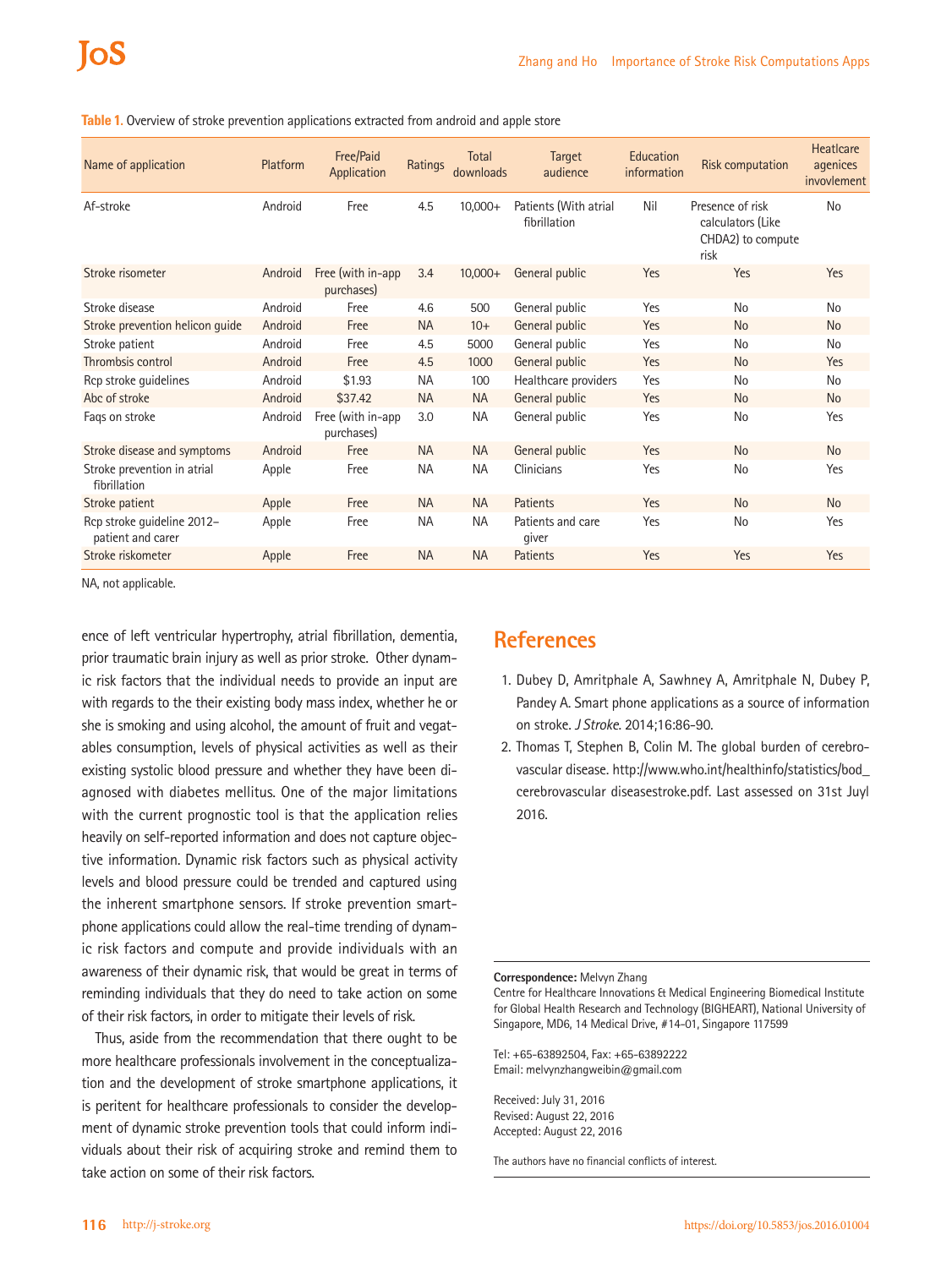**Table 1.** Overview of stroke prevention applications extracted from android and apple store

| Name of application | Platform | Free/Paid Application | Ratings | Total downloads | Target audience | Education information | Risk computation | Heatlcare agenices involvement |
|---|---|---|---|---|---|---|---|---|
| Af-stroke | Android | Free | 4.5 | 10,000+ | Patients (With atrial fibrillation | Nil | Presence of risk calculators (Like CHDA2) to compute risk | No |
| Stroke risometer | Android | Free (with in-app purchases) | 3.4 | 10,000+ | General public | Yes | Yes | Yes |
| Stroke disease | Android | Free | 4.6 | 500 | General public | Yes | No | No |
| Stroke prevention helicon guide | Android | Free | NA | 10+ | General public | Yes | No | No |
| Stroke patient | Android | Free | 4.5 | 5000 | General public | Yes | No | No |
| Thrombsis control | Android | Free | 4.5 | 1000 | General public | Yes | No | Yes |
| Rcp stroke guidelines | Android | $1.93 | NA | 100 | Healthcare providers | Yes | No | No |
| Abc of stroke | Android | $37.42 | NA | NA | General public | Yes | No | No |
| Faqs on stroke | Android | Free (with in-app purchases) | 3.0 | NA | General public | Yes | No | Yes |
| Stroke disease and symptoms | Android | Free | NA | NA | General public | Yes | No | No |
| Stroke prevention in atrial fibrillation | Apple | Free | NA | NA | Clinicians | Yes | No | Yes |
| Stroke patient | Apple | Free | NA | NA | Patients | Yes | No | No |
| Rcp stroke guideline 2012–patient and carer | Apple | Free | NA | NA | Patients and care giver | Yes | No | Yes |
| Stroke riskometer | Apple | Free | NA | NA | Patients | Yes | Yes | Yes |

NA, not applicable.

ence of left ventricular hypertrophy, atrial fibrillation, dementia, prior traumatic brain injury as well as prior stroke. Other dynamic risk factors that the individual needs to provide an input are with regards to the their existing body mass index, whether he or she is smoking and using alcohol, the amount of fruit and vegatables consumption, levels of physical activities as well as their existing systolic blood pressure and whether they have been diagnosed with diabetes mellitus. One of the major limitations with the current prognostic tool is that the application relies heavily on self-reported information and does not capture objective information. Dynamic risk factors such as physical activity levels and blood pressure could be trended and captured using the inherent smartphone sensors. If stroke prevention smartphone applications could allow the real-time trending of dynamic risk factors and compute and provide individuals with an awareness of their dynamic risk, that would be great in terms of reminding individuals that they do need to take action on some of their risk factors, in order to mitigate their levels of risk.

Thus, aside from the recommendation that there ought to be more healthcare professionals involvement in the conceptualization and the development of stroke smartphone applications, it is peritent for healthcare professionals to consider the development of dynamic stroke prevention tools that could inform individuals about their risk of acquiring stroke and remind them to take action on some of their risk factors.

## References

1. Dubey D, Amritphale A, Sawhney A, Amritphale N, Dubey P, Pandey A. Smart phone applications as a source of information on stroke. *J Stroke*. 2014;16:86-90.
2. Thomas T, Stephen B, Colin M. The global burden of cerebrovascular disease. http://www.who.int/healthinfo/statistics/bod_cerebrovascular diseasestroke.pdf. Last assessed on 31st Juyl 2016.

**Correspondence:** Melvyn Zhang
Centre for Healthcare Innovations & Medical Engineering Biomedical Institute for Global Health Research and Technology (BIGHEART), National University of Singapore, MD6, 14 Medical Drive, #14-01, Singapore 117599

Tel: +65-63892504, Fax: +65-63892222
Email: melvynzhangweibin@gmail.com

Received: July 31, 2016
Revised: August 22, 2016
Accepted: August 22, 2016

The authors have no financial conflicts of interest.